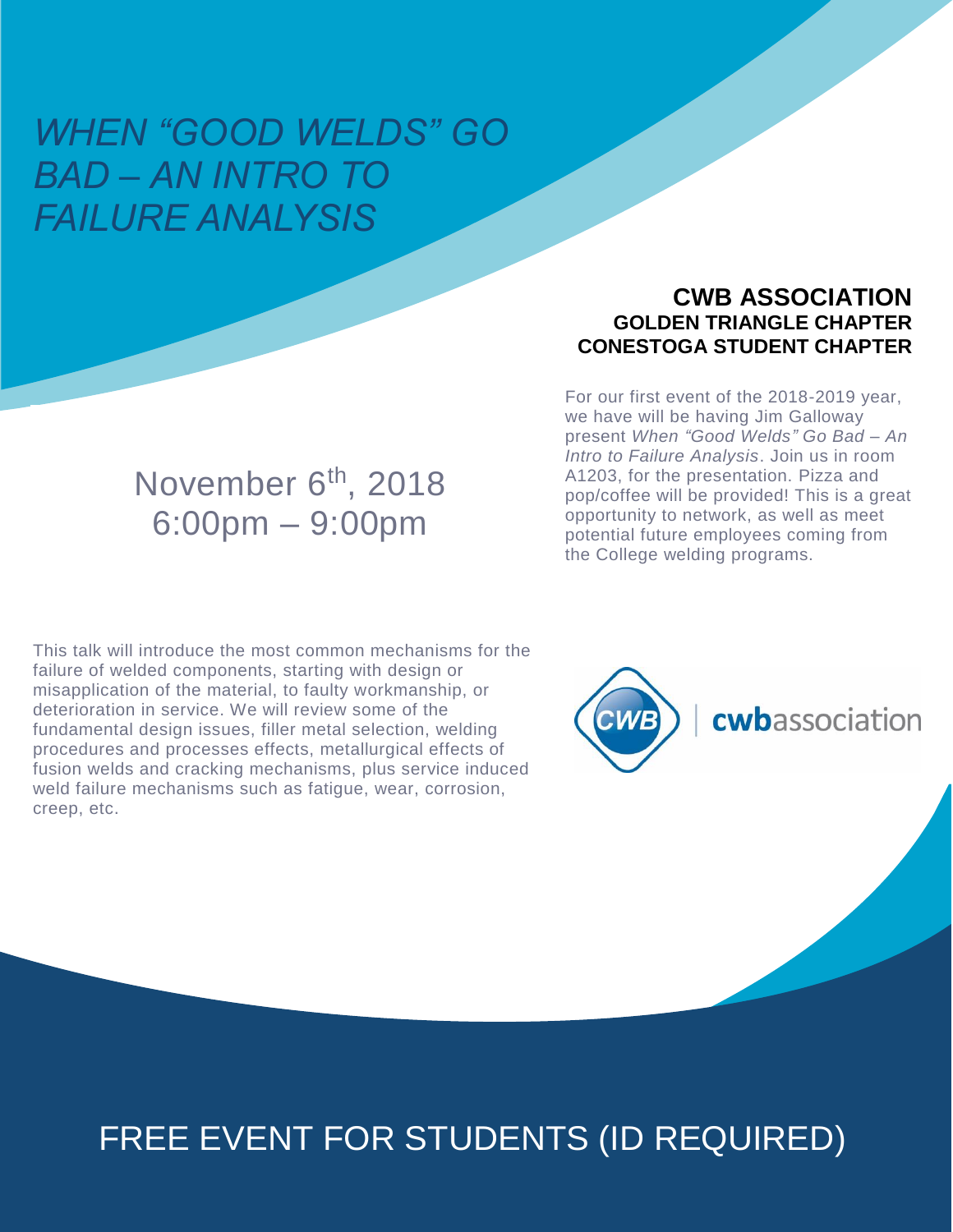# *WHEN "GOOD WELDS" GO BAD – AN INTRO TO FAILURE ANALYSIS*

**CWB ASSOCIATION**
**GOLDEN TRIANGLE CHAPTER**
**CONESTOGA STUDENT CHAPTER**

For our first event of the 2018-2019 year, we have will be having Jim Galloway present *When "Good Welds" Go Bad – An Intro to Failure Analysis*. Join us in room A1203, for the presentation. Pizza and pop/coffee will be provided! This is a great opportunity to network, as well as meet potential future employees coming from the College welding programs.

November 6th, 2018
6:00pm – 9:00pm

This talk will introduce the most common mechanisms for the failure of welded components, starting with design or misapplication of the material, to faulty workmanship, or deterioration in service. We will review some of the fundamental design issues, filler metal selection, welding procedures and processes effects, metallurgical effects of fusion welds and cracking mechanisms, plus service induced weld failure mechanisms such as fatigue, wear, corrosion, creep, etc.

CWB | cwbassociation

## FREE EVENT FOR STUDENTS (ID REQUIRED)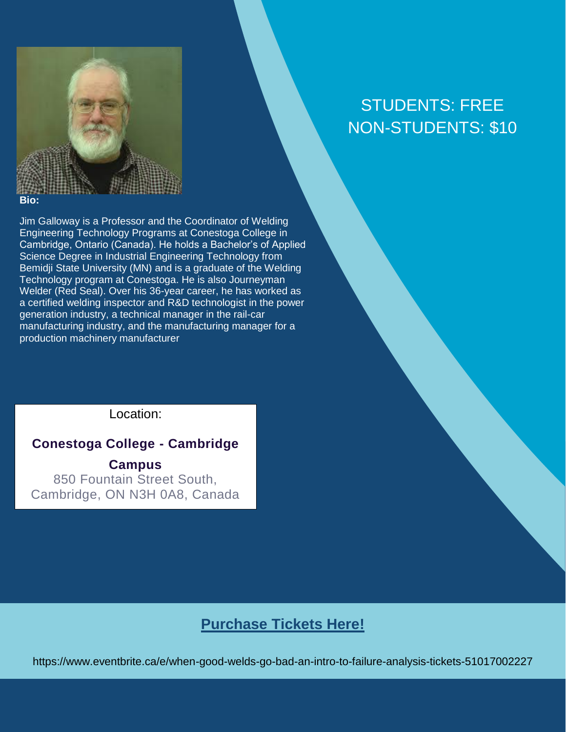STUDENTS: FREE
NON-STUDENTS: $10

**Bio:**

Jim Galloway is a Professor and the Coordinator of Welding Engineering Technology Programs at Conestoga College in Cambridge, Ontario (Canada). He holds a Bachelor's of Applied Science Degree in Industrial Engineering Technology from Bemidji State University (MN) and is a graduate of the Welding Technology program at Conestoga. He is also Journeyman Welder (Red Seal). Over his 36-year career, he has worked as a certified welding inspector and R&D technologist in the power generation industry, a technical manager in the rail-car manufacturing industry, and the manufacturing manager for a production machinery manufacturer

Location:

**Conestoga College - Cambridge Campus**

850 Fountain Street South,
Cambridge, ON N3H 0A8, Canada

**Purchase Tickets Here!**

https://www.eventbrite.ca/e/when-good-welds-go-bad-an-intro-to-failure-analysis-tickets-51017002227